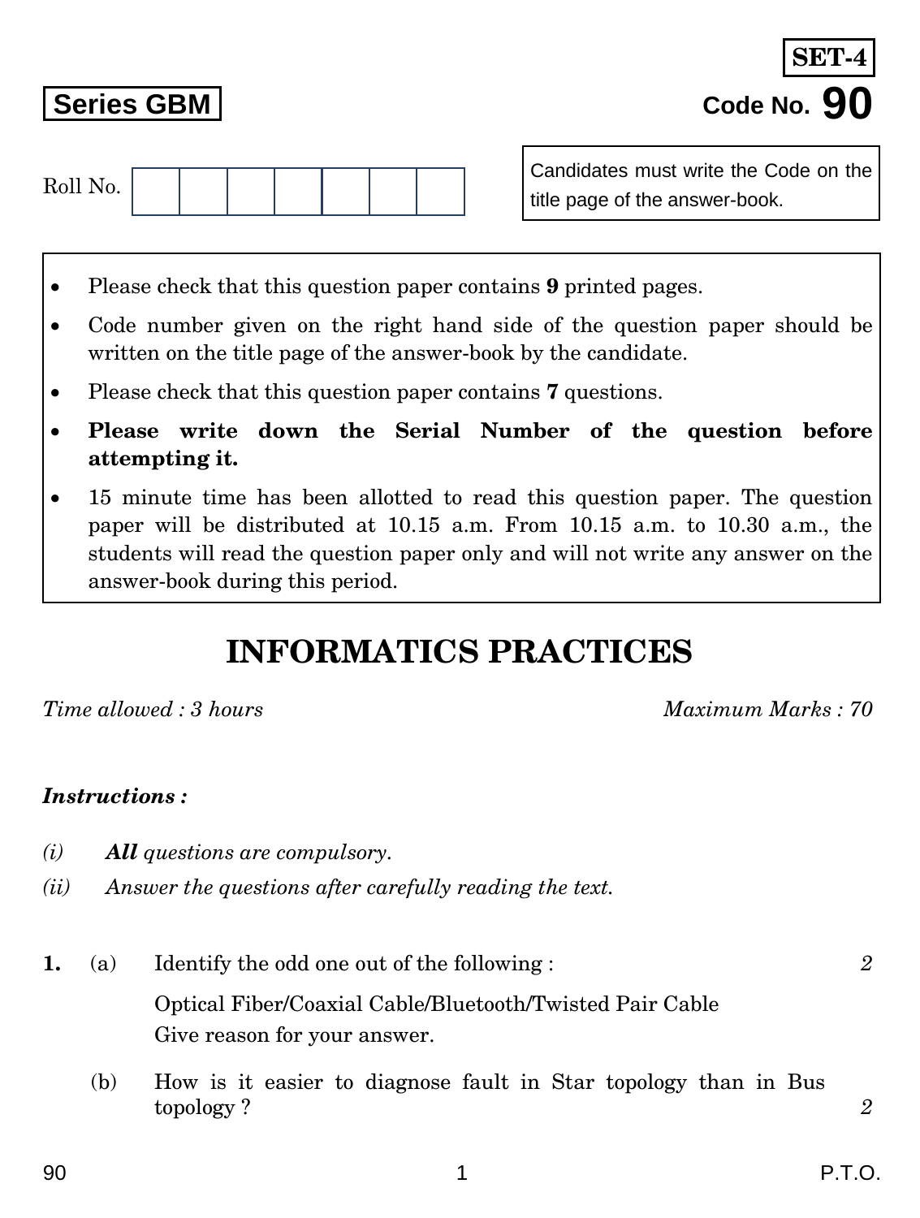**SET-4**

**Series GBM** **Code No. 90**

Roll No. | | | | | | | |

Candidates must write the Code on the title page of the answer-book.

- Please check that this question paper contains **9** printed pages.
- Code number given on the right hand side of the question paper should be written on the title page of the answer-book by the candidate.
- Please check that this question paper contains **7** questions.
- **Please write down the Serial Number of the question before attempting it.**
- 15 minute time has been allotted to read this question paper. The question paper will be distributed at 10.15 a.m. From 10.15 a.m. to 10.30 a.m., the students will read the question paper only and will not write any answer on the answer-book during this period.

# INFORMATICS PRACTICES

*Time allowed : 3 hours* *Maximum Marks : 70*

***Instructions :***

*(i)* ***All*** *questions are compulsory.*

*(ii) Answer the questions after carefully reading the text.*

**1.** (a) Identify the odd one out of the following : *2*

Optical Fiber/Coaxial Cable/Bluetooth/Twisted Pair Cable
Give reason for your answer.

(b) How is it easier to diagnose fault in Star topology than in Bus topology ? *2*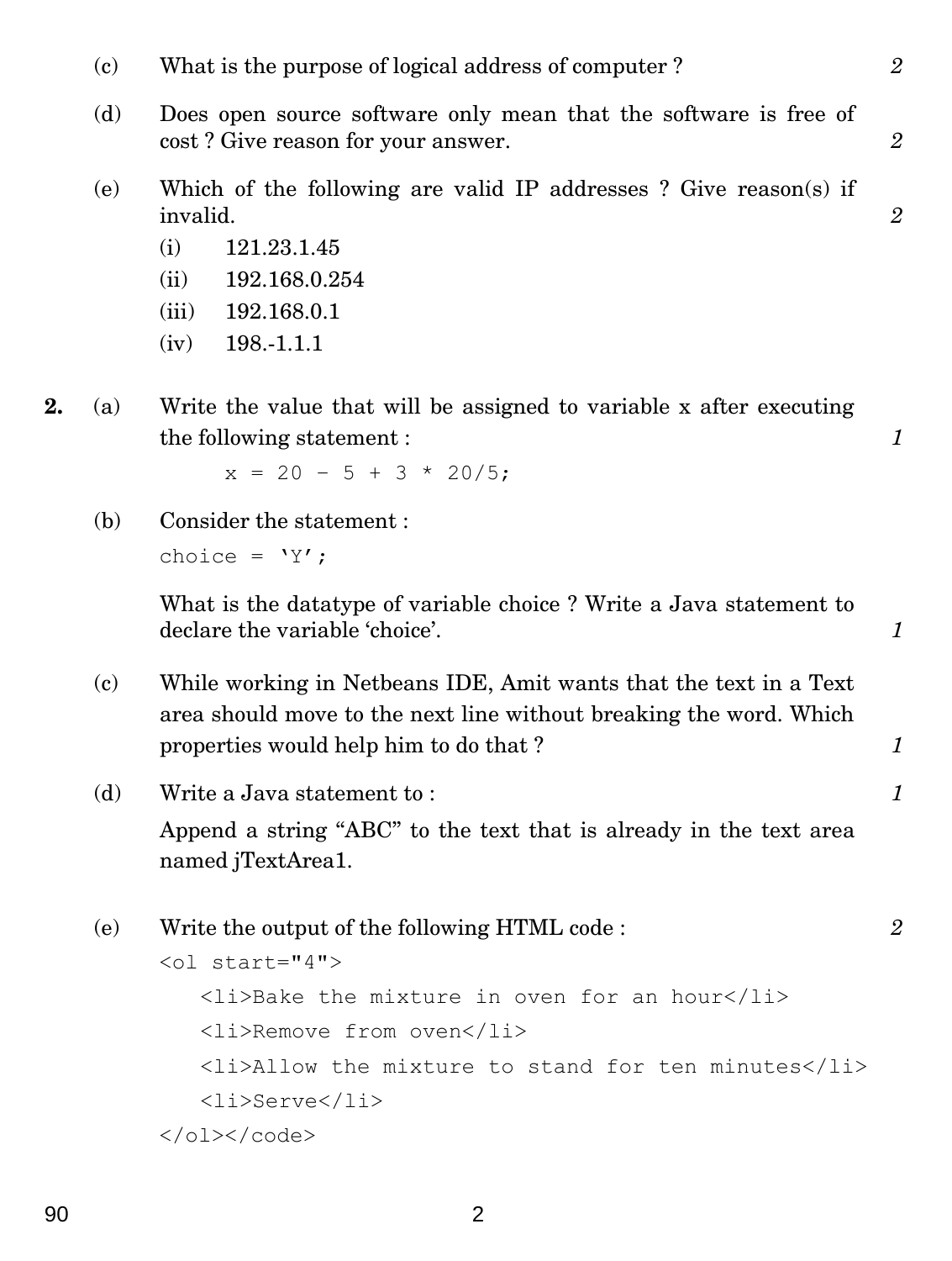(c) What is the purpose of logical address of computer ? *2*

(d) Does open source software only mean that the software is free of cost ? Give reason for your answer. *2*

(e) Which of the following are valid IP addresses ? Give reason(s) if invalid. *2*

(i) 121.23.1.45

(ii) 192.168.0.254

(iii) 192.168.0.1

(iv) 198.-1.1.1

**2.** (a) Write the value that will be assigned to variable x after executing the following statement : *1*

```
x = 20 – 5 + 3 * 20/5;
```

(b) Consider the statement :

```
choice = 'Y';
```

What is the datatype of variable choice ? Write a Java statement to declare the variable 'choice'. *1*

(c) While working in Netbeans IDE, Amit wants that the text in a Text area should move to the next line without breaking the word. Which properties would help him to do that ? *1*

(d) Write a Java statement to : *1*

Append a string "ABC" to the text that is already in the text area named jTextArea1.

(e) Write the output of the following HTML code : *2*

```
<ol start="4">
   <li>Bake the mixture in oven for an hour</li>
   <li>Remove from oven</li>
   <li>Allow the mixture to stand for ten minutes</li>
   <li>Serve</li>
</ol></code>
```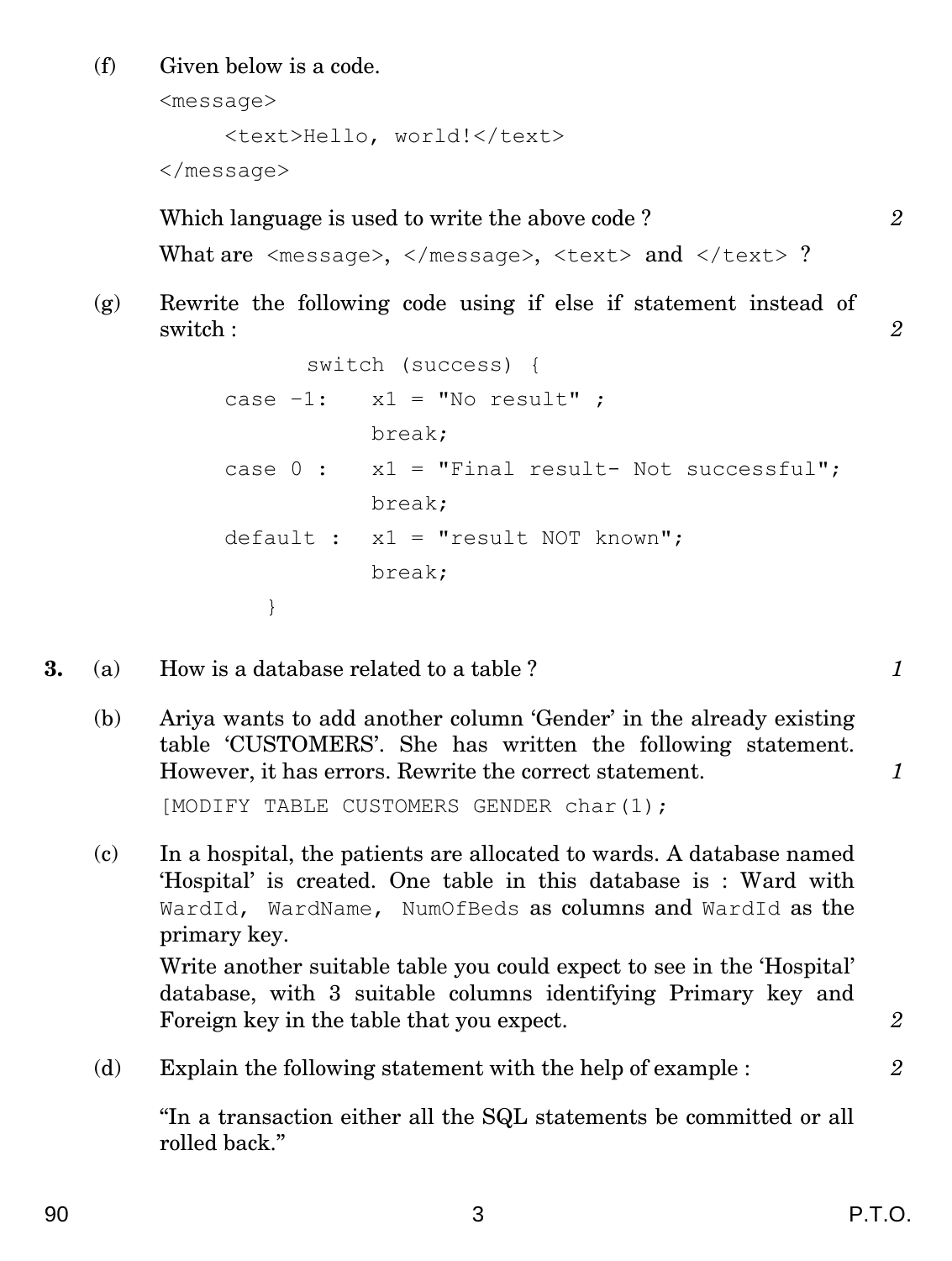(f) Given below is a code.

```
<message>
     <text>Hello, world!</text>
</message>
```

Which language is used to write the above code ? *2*

What are `<message>`, `</message>`, `<text>` and `</text>` ?

(g) Rewrite the following code using if else if statement instead of switch : *2*

```
          switch (success) {
     case -1:   x1 = "No result" ;
                break;
     case 0 :   x1 = "Final result- Not successful";
                break;
     default :  x1 = "result NOT known";
                break;
        }
```

**3.** (a) How is a database related to a table ? *1*

(b) Ariya wants to add another column 'Gender' in the already existing table 'CUSTOMERS'. She has written the following statement. However, it has errors. Rewrite the correct statement. *1*

```
[MODIFY TABLE CUSTOMERS GENDER char(1);
```

(c) In a hospital, the patients are allocated to wards. A database named 'Hospital' is created. One table in this database is : Ward with `WardId`, `WardName`, `NumOfBeds` as columns and `WardId` as the primary key.

Write another suitable table you could expect to see in the 'Hospital' database, with 3 suitable columns identifying Primary key and Foreign key in the table that you expect. *2*

(d) Explain the following statement with the help of example : *2*

"In a transaction either all the SQL statements be committed or all rolled back."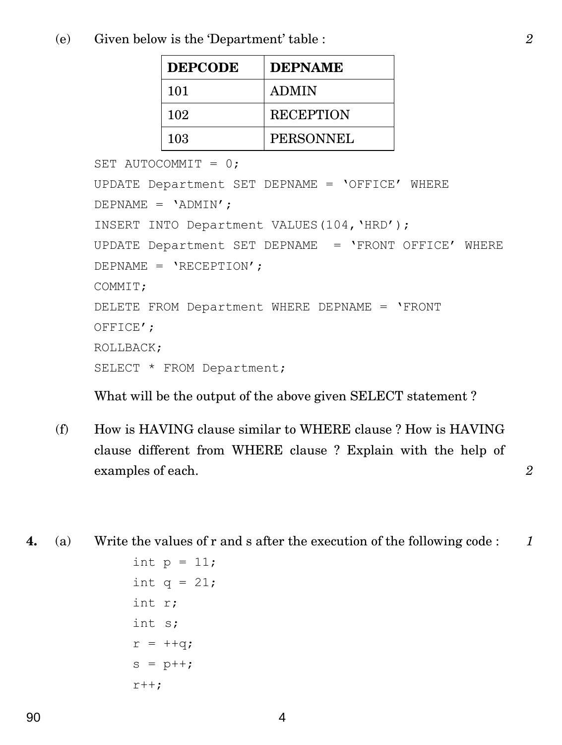(e) Given below is the 'Department' table : *2*

| DEPCODE | DEPNAME |
|---|---|
| 101 | ADMIN |
| 102 | RECEPTION |
| 103 | PERSONNEL |

```
SET AUTOCOMMIT = 0;
UPDATE Department SET DEPNAME = 'OFFICE' WHERE
DEPNAME = 'ADMIN';
INSERT INTO Department VALUES(104,'HRD');
UPDATE Department SET DEPNAME  = 'FRONT OFFICE' WHERE
DEPNAME = 'RECEPTION';
COMMIT;
DELETE FROM Department WHERE DEPNAME = 'FRONT
OFFICE';
ROLLBACK;
SELECT * FROM Department;
```

What will be the output of the above given SELECT statement ?

(f) How is HAVING clause similar to WHERE clause ? How is HAVING clause different from WHERE clause ? Explain with the help of examples of each. *2*

**4.** (a) Write the values of r and s after the execution of the following code : *1*

```
int p = 11;
int q = 21;
int r;
int s;
r = ++q;
s = p++;
r++;
```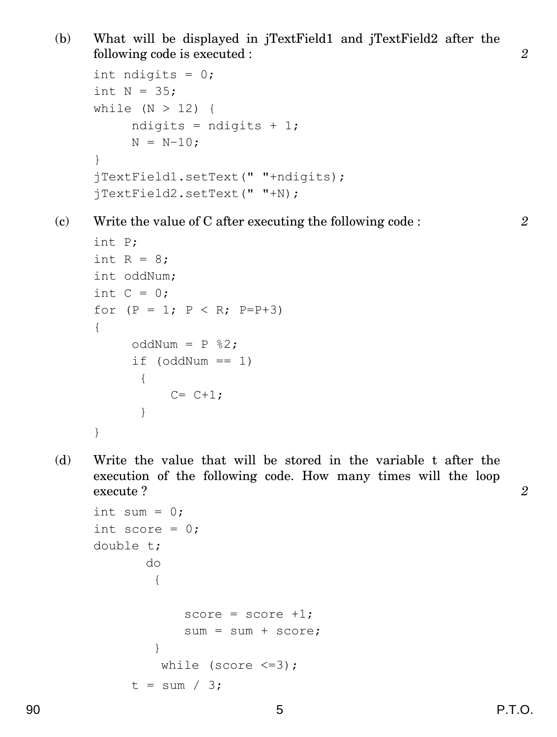(b) What will be displayed in jTextField1 and jTextField2 after the following code is executed : *2*

```
int ndigits = 0;
int N = 35;
while (N > 12) {
     ndigits = ndigits + 1;
     N = N-10;
}
jTextField1.setText(" "+ndigits);
jTextField2.setText(" "+N);
```

(c) Write the value of C after executing the following code : *2*

```
int P;
int R = 8;
int oddNum;
int C = 0;
for (P = 1; P < R; P=P+3)
{
     oddNum = P %2;
     if (oddNum == 1)
      {
          C= C+1;
      }
}
```

(d) Write the value that will be stored in the variable t after the execution of the following code. How many times will the loop execute ? *2*

```
int sum = 0;
int score = 0;
double t;
       do
        {

            score = score +1;
            sum = sum + score;
        }
         while (score <=3);
     t = sum / 3;
```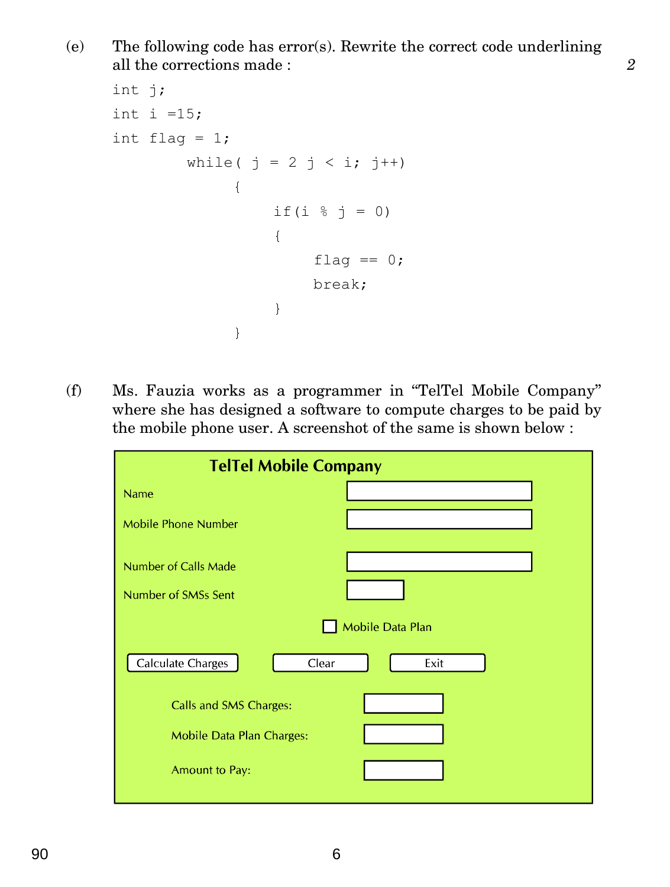(e) The following code has error(s). Rewrite the correct code underlining all the corrections made : *2*

```
int j;
int i =15;
int flag = 1;
        while( j = 2 j < i; j++)
             {
                  if(i % j = 0)
                  {
                       flag == 0;
                       break;
                  }
             }
```

(f) Ms. Fauzia works as a programmer in "TelTel Mobile Company" where she has designed a software to compute charges to be paid by the mobile phone user. A screenshot of the same is shown below :

**TelTel Mobile Company**

Name [ ]

Mobile Phone Number [ ]

Number of Calls Made [ ]

Number of SMSs Sent [ ]

☐ Mobile Data Plan

[Calculate Charges] [Clear] [Exit]

Calls and SMS Charges: [ ]

Mobile Data Plan Charges: [ ]

Amount to Pay: [ ]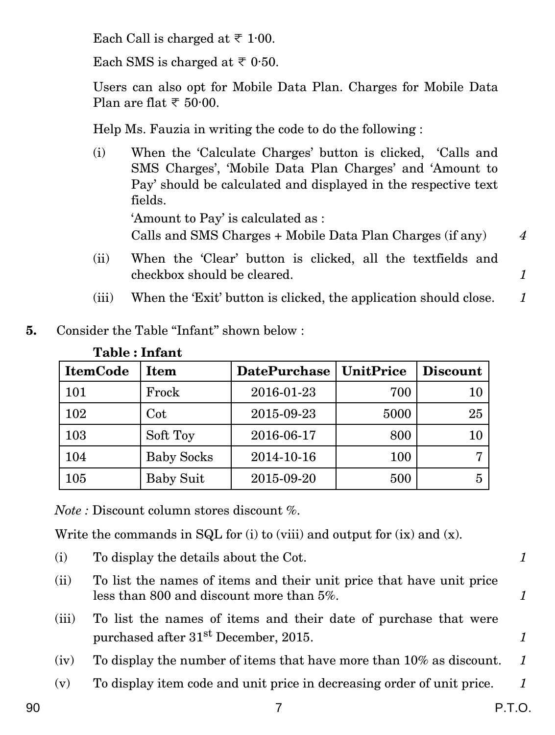Each Call is charged at ₹ 1·00.

Each SMS is charged at ₹ 0·50.

Users can also opt for Mobile Data Plan. Charges for Mobile Data Plan are flat ₹ 50·00.

Help Ms. Fauzia in writing the code to do the following :

(i) When the 'Calculate Charges' button is clicked, 'Calls and SMS Charges', 'Mobile Data Plan Charges' and 'Amount to Pay' should be calculated and displayed in the respective text fields.

'Amount to Pay' is calculated as :
Calls and SMS Charges + Mobile Data Plan Charges (if any) *4*

(ii) When the 'Clear' button is clicked, all the textfields and checkbox should be cleared. *1*

(iii) When the 'Exit' button is clicked, the application should close. *1*

**5.** Consider the Table "Infant" shown below :

**Table : Infant**

| ItemCode | Item | DatePurchase | UnitPrice | Discount |
|---|---|---|---|---|
| 101 | Frock | 2016-01-23 | 700 | 10 |
| 102 | Cot | 2015-09-23 | 5000 | 25 |
| 103 | Soft Toy | 2016-06-17 | 800 | 10 |
| 104 | Baby Socks | 2014-10-16 | 100 | 7 |
| 105 | Baby Suit | 2015-09-20 | 500 | 5 |

*Note :* Discount column stores discount %.

Write the commands in SQL for (i) to (viii) and output for (ix) and (x).

(i) To display the details about the Cot. *1*

(ii) To list the names of items and their unit price that have unit price less than 800 and discount more than 5%. *1*

(iii) To list the names of items and their date of purchase that were purchased after 31st December, 2015. *1*

(iv) To display the number of items that have more than 10% as discount. *1*

(v) To display item code and unit price in decreasing order of unit price. *1*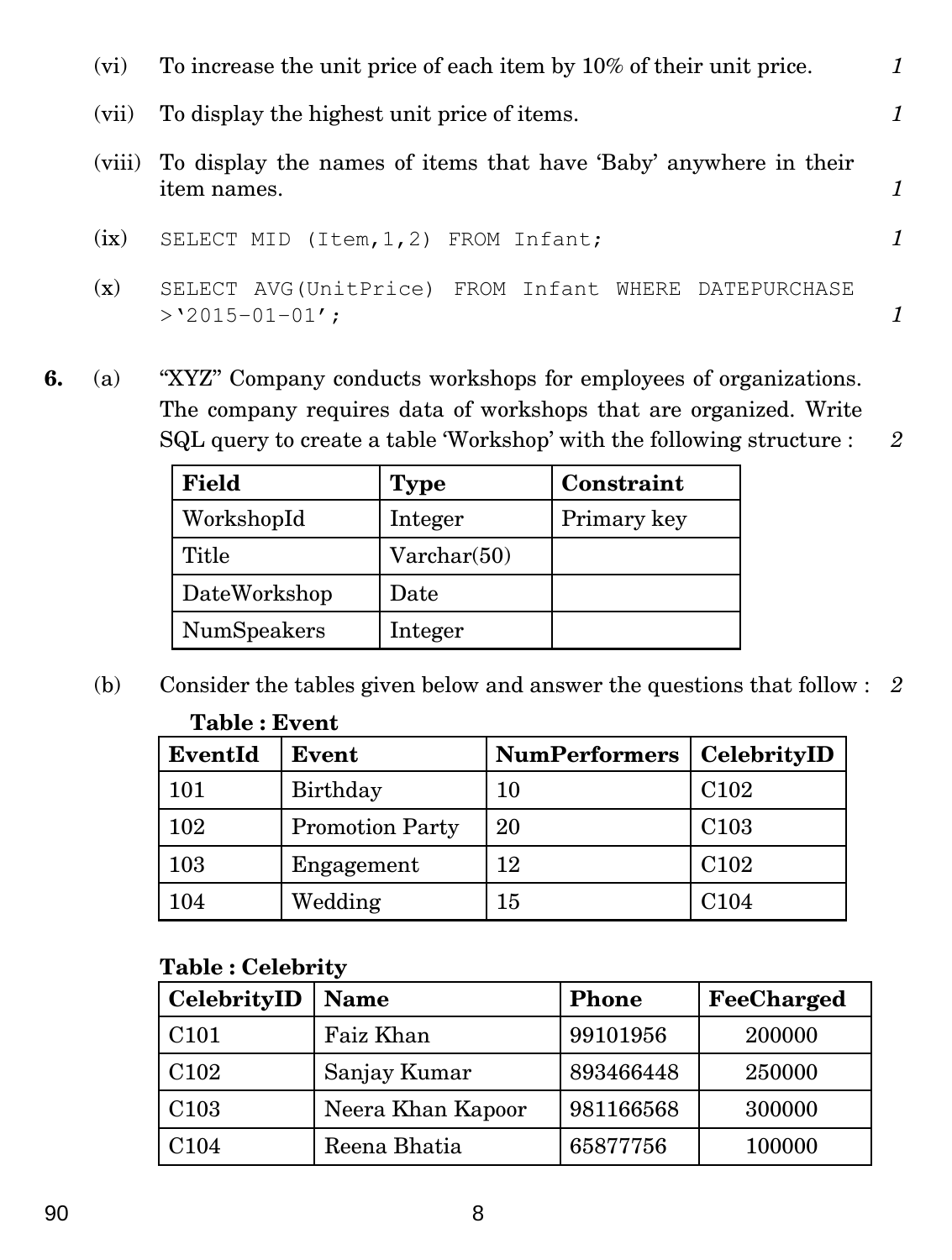(vi) To increase the unit price of each item by 10% of their unit price. *1*

(vii) To display the highest unit price of items. *1*

(viii) To display the names of items that have 'Baby' anywhere in their item names. *1*

(ix) `SELECT MID (Item,1,2) FROM Infant;` *1*

(x) `SELECT AVG(UnitPrice) FROM Infant WHERE DATEPURCHASE >'2015-01-01';` *1*

**6.** (a) "XYZ" Company conducts workshops for employees of organizations. The company requires data of workshops that are organized. Write SQL query to create a table 'Workshop' with the following structure : *2*

| **Field** | **Type** | **Constraint** |
|---|---|---|
| WorkshopId | Integer | Primary key |
| Title | Varchar(50) | |
| DateWorkshop | Date | |
| NumSpeakers | Integer | |

(b) Consider the tables given below and answer the questions that follow : *2*

**Table : Event**

| **EventId** | **Event** | **NumPerformers** | **CelebrityID** |
|---|---|---|---|
| 101 | Birthday | 10 | C102 |
| 102 | Promotion Party | 20 | C103 |
| 103 | Engagement | 12 | C102 |
| 104 | Wedding | 15 | C104 |

**Table : Celebrity**

| **CelebrityID** | **Name** | **Phone** | **FeeCharged** |
|---|---|---|---|
| C101 | Faiz Khan | 99101956 | 200000 |
| C102 | Sanjay Kumar | 893466448 | 250000 |
| C103 | Neera Khan Kapoor | 981166568 | 300000 |
| C104 | Reena Bhatia | 65877756 | 100000 |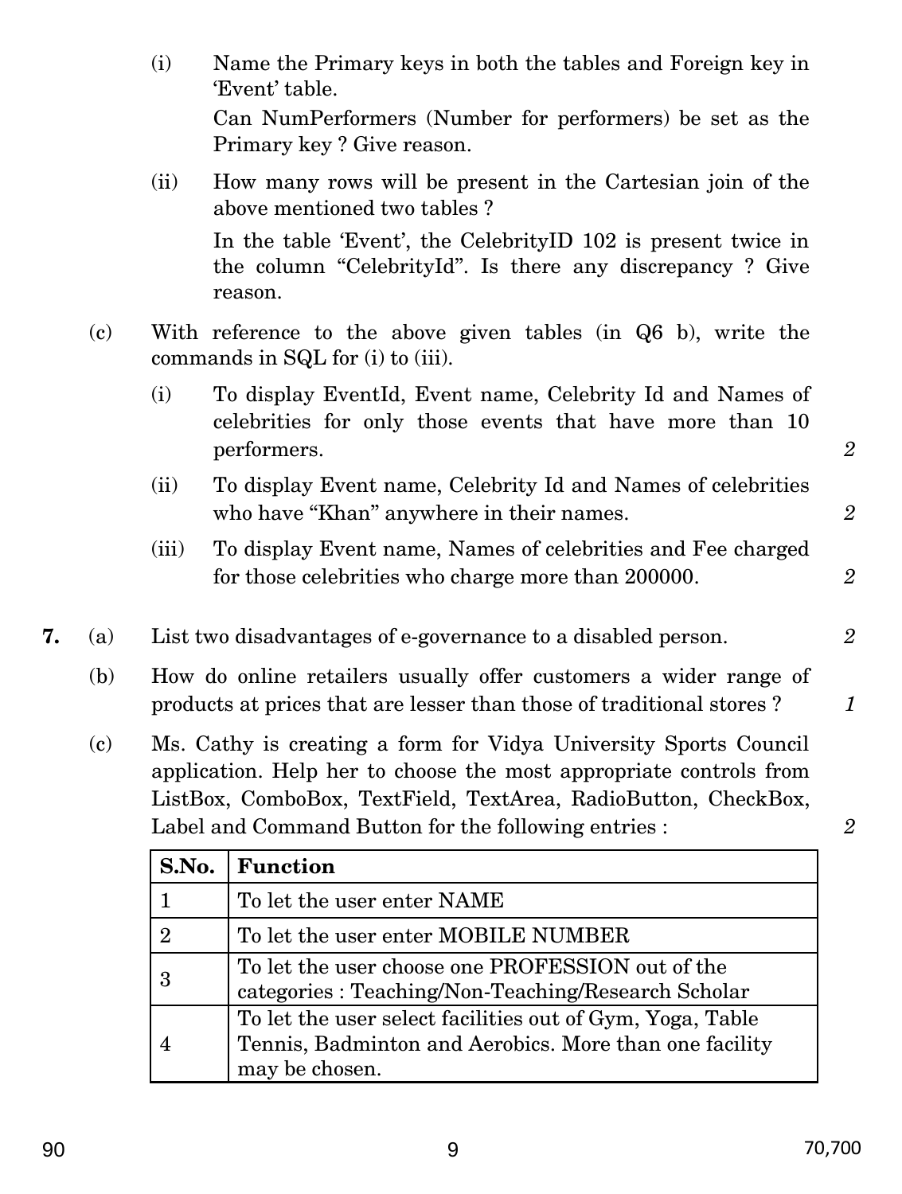(i) Name the Primary keys in both the tables and Foreign key in 'Event' table.

Can NumPerformers (Number for performers) be set as the Primary key ? Give reason.

(ii) How many rows will be present in the Cartesian join of the above mentioned two tables ?

In the table 'Event', the CelebrityID 102 is present twice in the column "CelebrityId". Is there any discrepancy ? Give reason.

(c) With reference to the above given tables (in Q6 b), write the commands in SQL for (i) to (iii).

(i) To display EventId, Event name, Celebrity Id and Names of celebrities for only those events that have more than 10 performers. *2*

(ii) To display Event name, Celebrity Id and Names of celebrities who have "Khan" anywhere in their names. *2*

(iii) To display Event name, Names of celebrities and Fee charged for those celebrities who charge more than 200000. *2*

**7.** (a) List two disadvantages of e-governance to a disabled person. *2*

(b) How do online retailers usually offer customers a wider range of products at prices that are lesser than those of traditional stores ? *1*

(c) Ms. Cathy is creating a form for Vidya University Sports Council application. Help her to choose the most appropriate controls from ListBox, ComboBox, TextField, TextArea, RadioButton, CheckBox, Label and Command Button for the following entries : *2*

| S.No. | Function |
|---|---|
| 1 | To let the user enter NAME |
| 2 | To let the user enter MOBILE NUMBER |
| 3 | To let the user choose one PROFESSION out of the categories : Teaching/Non-Teaching/Research Scholar |
| 4 | To let the user select facilities out of Gym, Yoga, Table Tennis, Badminton and Aerobics. More than one facility may be chosen. |